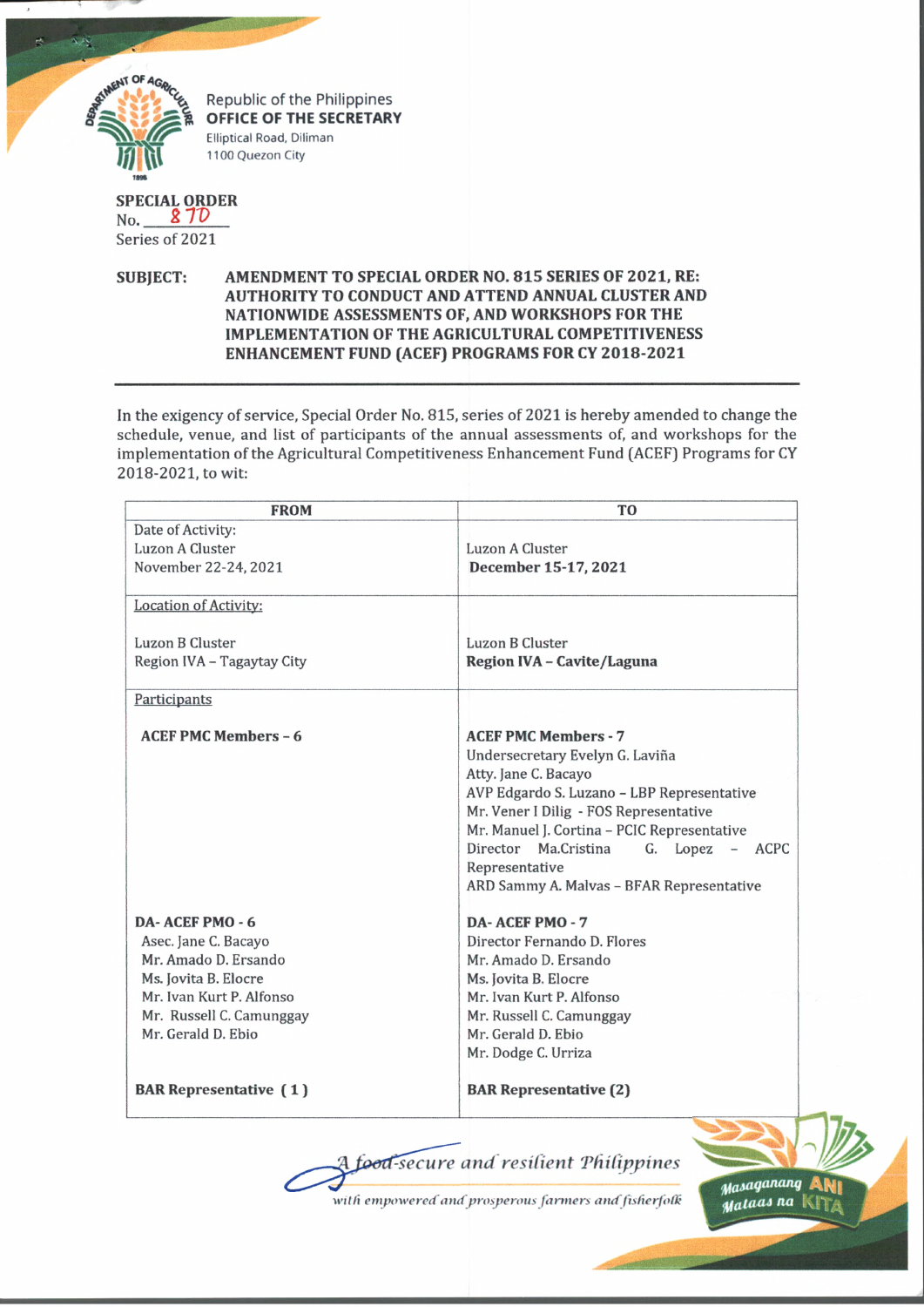Republic of the Philippines
**OFFICE OF THE SECRETARY**
Elliptical Road, Diliman
1100 Quezon City

**SPECIAL ORDER**
No. 870
Series of 2021

**SUBJECT: AMENDMENT TO SPECIAL ORDER NO. 815 SERIES OF 2021, RE: AUTHORITY TO CONDUCT AND ATTEND ANNUAL CLUSTER AND NATIONWIDE ASSESSMENTS OF, AND WORKSHOPS FOR THE IMPLEMENTATION OF THE AGRICULTURAL COMPETITIVENESS ENHANCEMENT FUND (ACEF) PROGRAMS FOR CY 2018-2021**

---

In the exigency of service, Special Order No. 815, series of 2021 is hereby amended to change the schedule, venue, and list of participants of the annual assessments of, and workshops for the implementation of the Agricultural Competitiveness Enhancement Fund (ACEF) Programs for CY 2018-2021, to wit:

| FROM | TO |
|---|---|
| Date of Activity:<br>Luzon A Cluster<br>November 22-24, 2021 | Luzon A Cluster<br>**December 15-17, 2021** |
| Location of Activity:<br><br>Luzon B Cluster<br>Region IVA – Tagaytay City | Luzon B Cluster<br>**Region IVA – Cavite/Laguna** |
| Participants<br><br>**ACEF PMC Members – 6** | **ACEF PMC Members - 7**<br>Undersecretary Evelyn G. Laviña<br>Atty. Jane C. Bacayo<br>AVP Edgardo S. Luzano – LBP Representative<br>Mr. Vener I Dilig - FOS Representative<br>Mr. Manuel J. Cortina – PCIC Representative<br>Director Ma.Cristina G. Lopez – ACPC Representative<br>ARD Sammy A. Malvas – BFAR Representative |
| **DA- ACEF PMO - 6**<br>Asec. Jane C. Bacayo<br>Mr. Amado D. Ersando<br>Ms. Jovita B. Elocre<br>Mr. Ivan Kurt P. Alfonso<br>Mr. Russell C. Camunggay<br>Mr. Gerald D. Ebio | **DA- ACEF PMO - 7**<br>Director Fernando D. Flores<br>Mr. Amado D. Ersando<br>Ms. Jovita B. Elocre<br>Mr. Ivan Kurt P. Alfonso<br>Mr. Russell C. Camunggay<br>Mr. Gerald D. Ebio<br>Mr. Dodge C. Urriza |
| **BAR Representative ( 1 )** | **BAR Representative (2)** |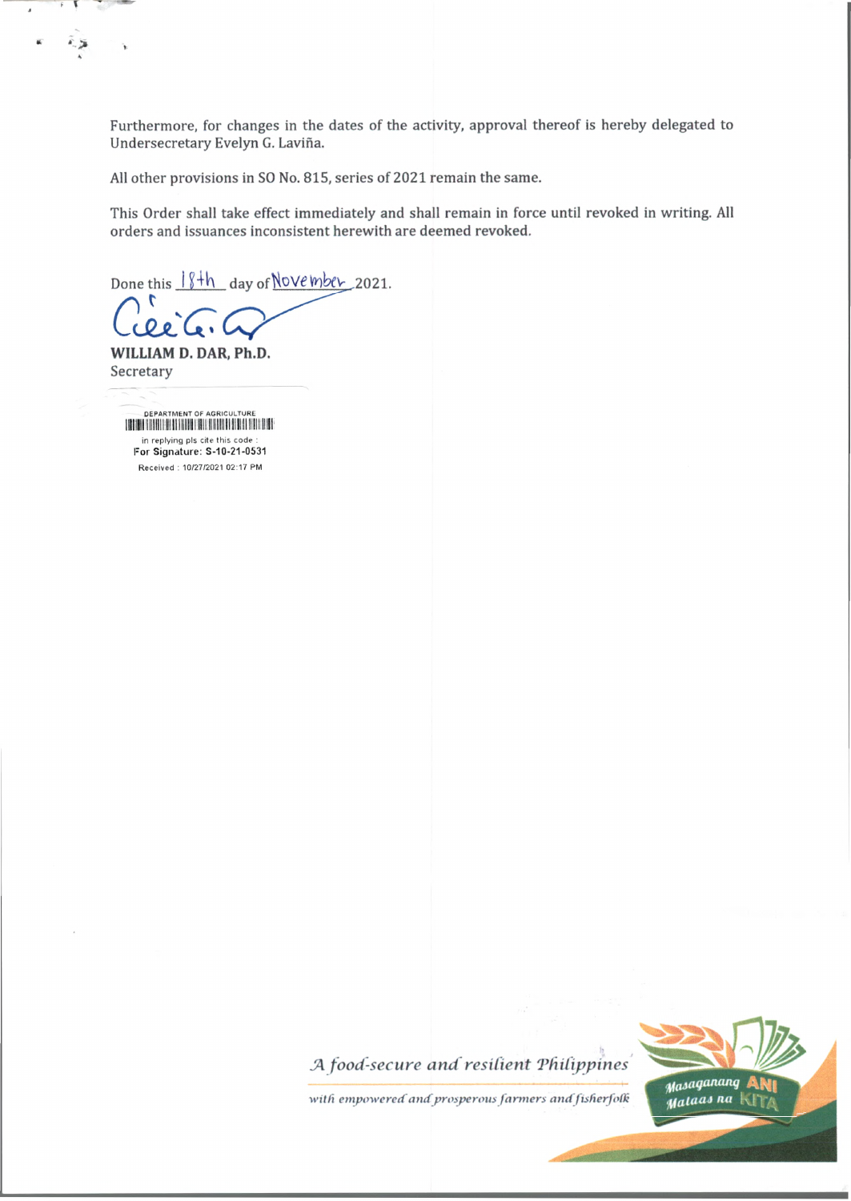Furthermore, for changes in the dates of the activity, approval thereof is hereby delegated to Undersecretary Evelyn G. Laviña.

All other provisions in SO No. 815, series of 2021 remain the same.

This Order shall take effect immediately and shall remain in force until revoked in writing. All orders and issuances inconsistent herewith are deemed revoked.

Done this 18th day of November 2021.

**WILLIAM D. DAR, Ph.D.**
Secretary

DEPARTMENT OF AGRICULTURE
in replying pls cite this code :
**For Signature: S-10-21-0531**
Received : 10/27/2021 02:17 PM

*A food-secure and resilient Philippines*

*with empowered and prosperous farmers and fisherfolk*

Masaganang ANI Mataas na KITA